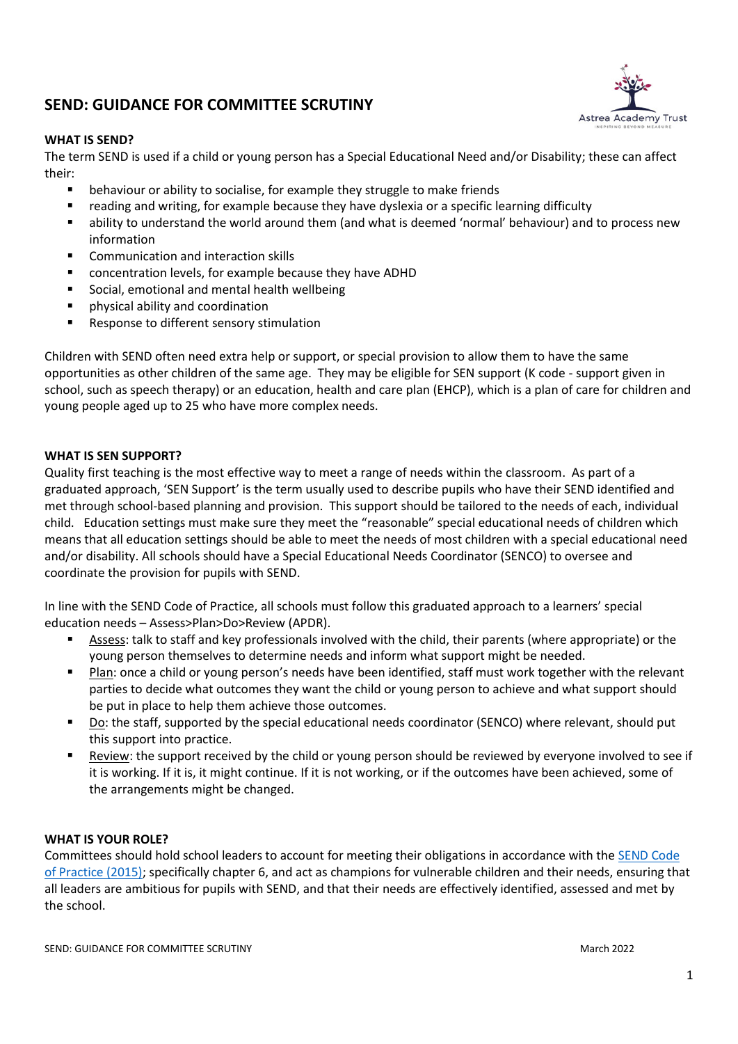# SEND: GUIDANCE FOR COMMITTEE SCRUTINY

### WHAT IS SEND?

The term SEND is used if a child or young person has a Special Educational Need and/or Disability; these can affect their:

- behaviour or ability to socialise, for example they struggle to make friends
- reading and writing, for example because they have dyslexia or a specific learning difficulty
- ability to understand the world around them (and what is deemed 'normal' behaviour) and to process new information
- Communication and interaction skills
- concentration levels, for example because they have ADHD
- Social, emotional and mental health wellbeing
- physical ability and coordination
- Response to different sensory stimulation

Children with SEND often need extra help or support, or special provision to allow them to have the same opportunities as other children of the same age. They may be eligible for SEN support (K code - support given in school, such as speech therapy) or an education, health and care plan (EHCP), which is a plan of care for children and young people aged up to 25 who have more complex needs.

### WHAT IS SEN SUPPORT?

Quality first teaching is the most effective way to meet a range of needs within the classroom. As part of a graduated approach, 'SEN Support' is the term usually used to describe pupils who have their SEND identified and met through school-based planning and provision. This support should be tailored to the needs of each, individual child. Education settings must make sure they meet the "reasonable" special educational needs of children which means that all education settings should be able to meet the needs of most children with a special educational need and/or disability. All schools should have a Special Educational Needs Coordinator (SENCO) to oversee and coordinate the provision for pupils with SEND.

In line with the SEND Code of Practice, all schools must follow this graduated approach to a learners' special education needs – Assess>Plan>Do>Review (APDR).

- Assess: talk to staff and key professionals involved with the child, their parents (where appropriate) or the young person themselves to determine needs and inform what support might be needed.
- Plan: once a child or young person's needs have been identified, staff must work together with the relevant parties to decide what outcomes they want the child or young person to achieve and what support should be put in place to help them achieve those outcomes.
- Do: the staff, supported by the special educational needs coordinator (SENCO) where relevant, should put this support into practice.
- Review: the support received by the child or young person should be reviewed by everyone involved to see if it is working. If it is, it might continue. If it is not working, or if the outcomes have been achieved, some of the arrangements might be changed.

### WHAT IS YOUR ROLE?

Committees should hold school leaders to account for meeting their obligations in accordance with the SEND Code of Practice (2015); specifically chapter 6, and act as champions for vulnerable children and their needs, ensuring that all leaders are ambitious for pupils with SEND, and that their needs are effectively identified, assessed and met by the school.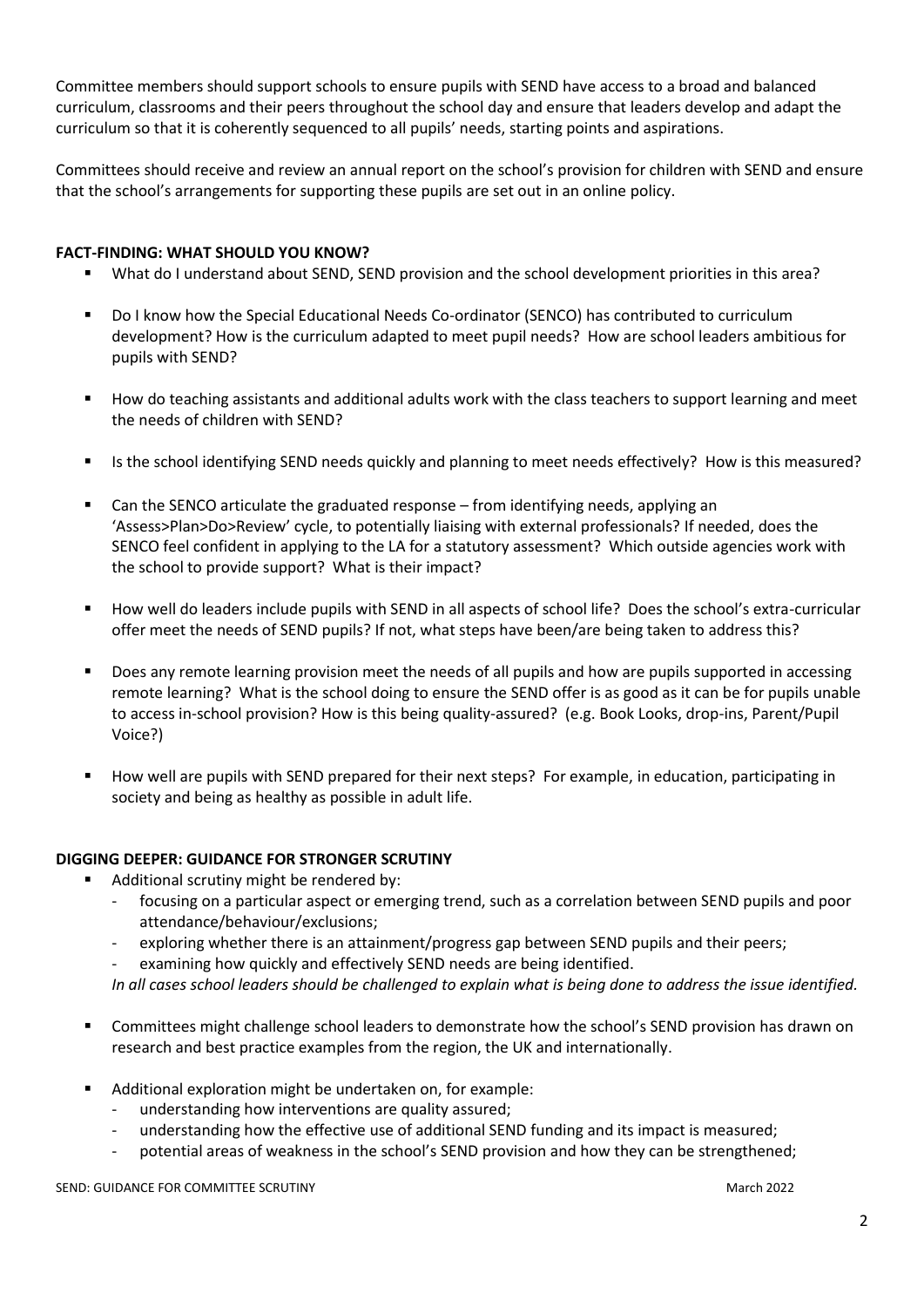Committee members should support schools to ensure pupils with SEND have access to a broad and balanced curriculum, classrooms and their peers throughout the school day and ensure that leaders develop and adapt the curriculum so that it is coherently sequenced to all pupils' needs, starting points and aspirations.

Committees should receive and review an annual report on the school's provision for children with SEND and ensure that the school's arrangements for supporting these pupils are set out in an online policy.

**FACT-FINDING: WHAT SHOULD YOU KNOW?**

- What do I understand about SEND, SEND provision and the school development priorities in this area?
- Do I know how the Special Educational Needs Co-ordinator (SENCO) has contributed to curriculum development? How is the curriculum adapted to meet pupil needs? How are school leaders ambitious for pupils with SEND?
- How do teaching assistants and additional adults work with the class teachers to support learning and meet the needs of children with SEND?
- Is the school identifying SEND needs quickly and planning to meet needs effectively? How is this measured?
- Can the SENCO articulate the graduated response – from identifying needs, applying an 'Assess>Plan>Do>Review' cycle, to potentially liaising with external professionals? If needed, does the SENCO feel confident in applying to the LA for a statutory assessment? Which outside agencies work with the school to provide support? What is their impact?
- How well do leaders include pupils with SEND in all aspects of school life? Does the school's extra-curricular offer meet the needs of SEND pupils? If not, what steps have been/are being taken to address this?
- Does any remote learning provision meet the needs of all pupils and how are pupils supported in accessing remote learning? What is the school doing to ensure the SEND offer is as good as it can be for pupils unable to access in-school provision? How is this being quality-assured? (e.g. Book Looks, drop-ins, Parent/Pupil Voice?)
- How well are pupils with SEND prepared for their next steps? For example, in education, participating in society and being as healthy as possible in adult life.

**DIGGING DEEPER: GUIDANCE FOR STRONGER SCRUTINY**

- Additional scrutiny might be rendered by:
  - focusing on a particular aspect or emerging trend, such as a correlation between SEND pupils and poor attendance/behaviour/exclusions;
  - exploring whether there is an attainment/progress gap between SEND pupils and their peers;
  - examining how quickly and effectively SEND needs are being identified.

  *In all cases school leaders should be challenged to explain what is being done to address the issue identified.*
- Committees might challenge school leaders to demonstrate how the school's SEND provision has drawn on research and best practice examples from the region, the UK and internationally.
- Additional exploration might be undertaken on, for example:
  - understanding how interventions are quality assured;
  - understanding how the effective use of additional SEND funding and its impact is measured;
  - potential areas of weakness in the school's SEND provision and how they can be strengthened;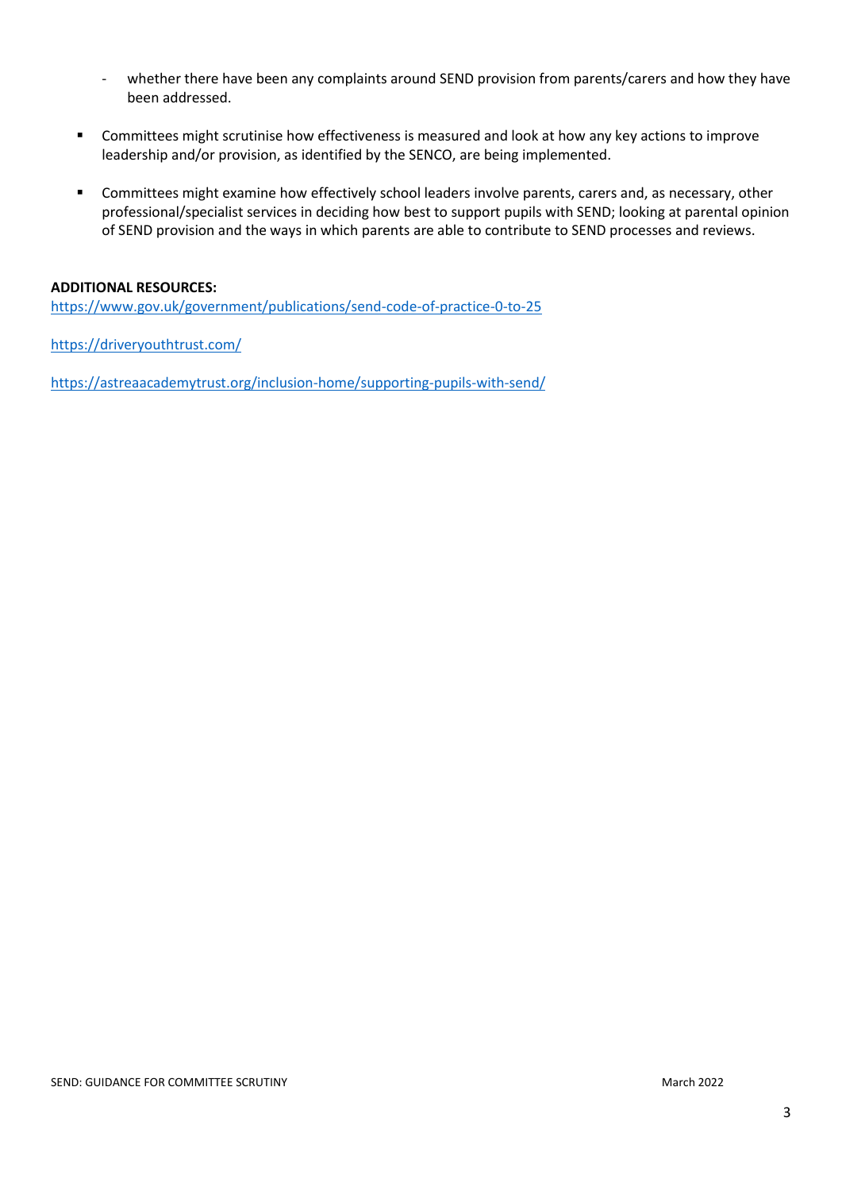- whether there have been any complaints around SEND provision from parents/carers and how they have been addressed.

- Committees might scrutinise how effectiveness is measured and look at how any key actions to improve leadership and/or provision, as identified by the SENCO, are being implemented.

- Committees might examine how effectively school leaders involve parents, carers and, as necessary, other professional/specialist services in deciding how best to support pupils with SEND; looking at parental opinion of SEND provision and the ways in which parents are able to contribute to SEND processes and reviews.

**ADDITIONAL RESOURCES:**

https://www.gov.uk/government/publications/send-code-of-practice-0-to-25

https://driveryouthtrust.com/

https://astreaacademytrust.org/inclusion-home/supporting-pupils-with-send/